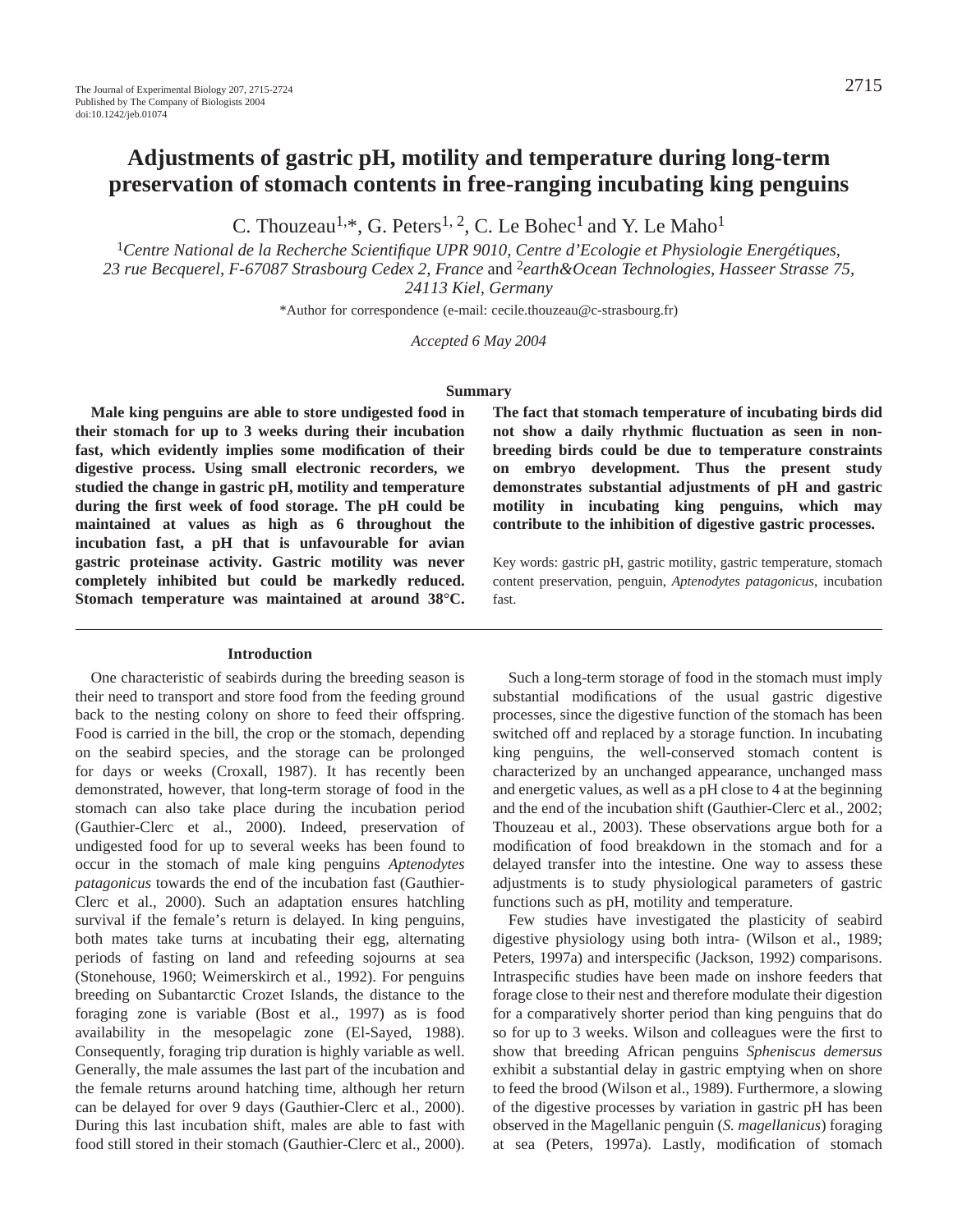# Adjustments of gastric pH, motility and temperature during long-term preservation of stomach contents in free-ranging incubating king penguins

C. Thouzeau[1,*], G. Peters[1,2], C. Le Bohec[1] and Y. Le Maho[1]

[1]*Centre National de la Recherche Scientifique UPR 9010, Centre d'Ecologie et Physiologie Energétiques, 23 rue Becquerel, F-67087 Strasbourg Cedex 2, France* and [2]*earth&Ocean Technologies, Hasseer Strasse 75, 24113 Kiel, Germany*

*Author for correspondence (e-mail: cecile.thouzeau@c-strasbourg.fr)

*Accepted 6 May 2004*

## Summary

**Male king penguins are able to store undigested food in their stomach for up to 3 weeks during their incubation fast, which evidently implies some modification of their digestive process. Using small electronic recorders, we studied the change in gastric pH, motility and temperature during the first week of food storage. The pH could be maintained at values as high as 6 throughout the incubation fast, a pH that is unfavourable for avian gastric proteinase activity. Gastric motility was never completely inhibited but could be markedly reduced. Stomach temperature was maintained at around 38°C. The fact that stomach temperature of incubating birds did not show a daily rhythmic fluctuation as seen in non-breeding birds could be due to temperature constraints on embryo development. Thus the present study demonstrates substantial adjustments of pH and gastric motility in incubating king penguins, which may contribute to the inhibition of digestive gastric processes.**

Key words: gastric pH, gastric motility, gastric temperature, stomach content preservation, penguin, *Aptenodytes patagonicus*, incubation fast.

## Introduction

One characteristic of seabirds during the breeding season is their need to transport and store food from the feeding ground back to the nesting colony on shore to feed their offspring. Food is carried in the bill, the crop or the stomach, depending on the seabird species, and the storage can be prolonged for days or weeks (Croxall, 1987). It has recently been demonstrated, however, that long-term storage of food in the stomach can also take place during the incubation period (Gauthier-Clerc et al., 2000). Indeed, preservation of undigested food for up to several weeks has been found to occur in the stomach of male king penguins *Aptenodytes patagonicus* towards the end of the incubation fast (Gauthier-Clerc et al., 2000). Such an adaptation ensures hatchling survival if the female's return is delayed. In king penguins, both mates take turns at incubating their egg, alternating periods of fasting on land and refeeding sojourns at sea (Stonehouse, 1960; Weimerskirch et al., 1992). For penguins breeding on Subantarctic Crozet Islands, the distance to the foraging zone is variable (Bost et al., 1997) as is food availability in the mesopelagic zone (El-Sayed, 1988). Consequently, foraging trip duration is highly variable as well. Generally, the male assumes the last part of the incubation and the female returns around hatching time, although her return can be delayed for over 9 days (Gauthier-Clerc et al., 2000). During this last incubation shift, males are able to fast with food still stored in their stomach (Gauthier-Clerc et al., 2000).

Such a long-term storage of food in the stomach must imply substantial modifications of the usual gastric digestive processes, since the digestive function of the stomach has been switched off and replaced by a storage function. In incubating king penguins, the well-conserved stomach content is characterized by an unchanged appearance, unchanged mass and energetic values, as well as a pH close to 4 at the beginning and the end of the incubation shift (Gauthier-Clerc et al., 2002; Thouzeau et al., 2003). These observations argue both for a modification of food breakdown in the stomach and for a delayed transfer into the intestine. One way to assess these adjustments is to study physiological parameters of gastric functions such as pH, motility and temperature.

Few studies have investigated the plasticity of seabird digestive physiology using both intra- (Wilson et al., 1989; Peters, 1997a) and interspecific (Jackson, 1992) comparisons. Intraspecific studies have been made on inshore feeders that forage close to their nest and therefore modulate their digestion for a comparatively shorter period than king penguins that do so for up to 3 weeks. Wilson and colleagues were the first to show that breeding African penguins *Spheniscus demersus* exhibit a substantial delay in gastric emptying when on shore to feed the brood (Wilson et al., 1989). Furthermore, a slowing of the digestive processes by variation in gastric pH has been observed in the Magellanic penguin (*S. magellanicus*) foraging at sea (Peters, 1997a). Lastly, modification of stomach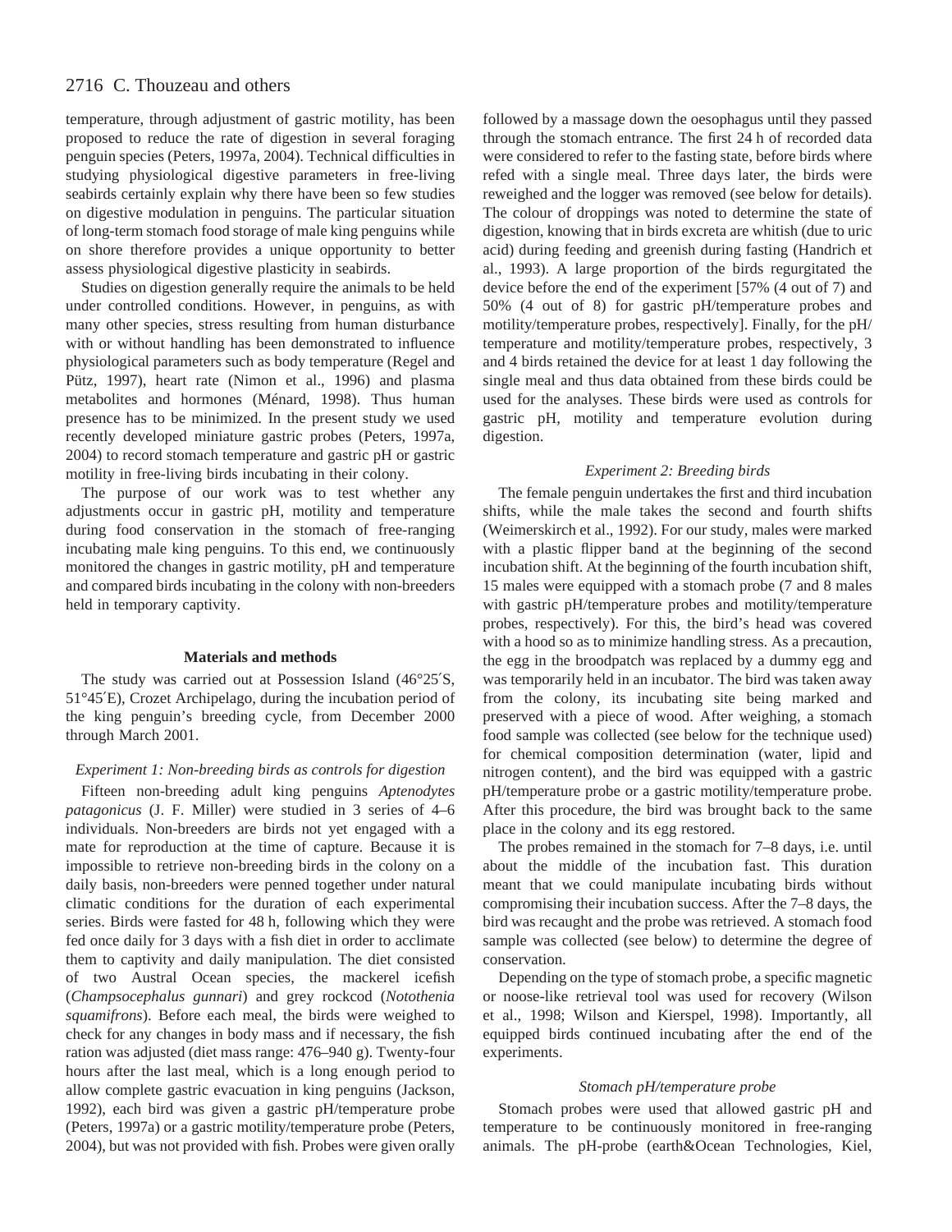temperature, through adjustment of gastric motility, has been proposed to reduce the rate of digestion in several foraging penguin species (Peters, 1997a, 2004). Technical difficulties in studying physiological digestive parameters in free-living seabirds certainly explain why there have been so few studies on digestive modulation in penguins. The particular situation of long-term stomach food storage of male king penguins while on shore therefore provides a unique opportunity to better assess physiological digestive plasticity in seabirds.

Studies on digestion generally require the animals to be held under controlled conditions. However, in penguins, as with many other species, stress resulting from human disturbance with or without handling has been demonstrated to influence physiological parameters such as body temperature (Regel and Pütz, 1997), heart rate (Nimon et al., 1996) and plasma metabolites and hormones (Ménard, 1998). Thus human presence has to be minimized. In the present study we used recently developed miniature gastric probes (Peters, 1997a, 2004) to record stomach temperature and gastric pH or gastric motility in free-living birds incubating in their colony.

The purpose of our work was to test whether any adjustments occur in gastric pH, motility and temperature during food conservation in the stomach of free-ranging incubating male king penguins. To this end, we continuously monitored the changes in gastric motility, pH and temperature and compared birds incubating in the colony with non-breeders held in temporary captivity.

## Materials and methods

The study was carried out at Possession Island (46°25′S, 51°45′E), Crozet Archipelago, during the incubation period of the king penguin's breeding cycle, from December 2000 through March 2001.

### *Experiment 1: Non-breeding birds as controls for digestion*

Fifteen non-breeding adult king penguins *Aptenodytes patagonicus* (J. F. Miller) were studied in 3 series of 4–6 individuals. Non-breeders are birds not yet engaged with a mate for reproduction at the time of capture. Because it is impossible to retrieve non-breeding birds in the colony on a daily basis, non-breeders were penned together under natural climatic conditions for the duration of each experimental series. Birds were fasted for 48 h, following which they were fed once daily for 3 days with a fish diet in order to acclimate them to captivity and daily manipulation. The diet consisted of two Austral Ocean species, the mackerel icefish (*Champsocephalus gunnari*) and grey rockcod (*Notothenia squamifrons*). Before each meal, the birds were weighed to check for any changes in body mass and if necessary, the fish ration was adjusted (diet mass range: 476–940 g). Twenty-four hours after the last meal, which is a long enough period to allow complete gastric evacuation in king penguins (Jackson, 1992), each bird was given a gastric pH/temperature probe (Peters, 1997a) or a gastric motility/temperature probe (Peters, 2004), but was not provided with fish. Probes were given orally followed by a massage down the oesophagus until they passed through the stomach entrance. The first 24 h of recorded data were considered to refer to the fasting state, before birds where refed with a single meal. Three days later, the birds were reweighed and the logger was removed (see below for details). The colour of droppings was noted to determine the state of digestion, knowing that in birds excreta are whitish (due to uric acid) during feeding and greenish during fasting (Handrich et al., 1993). A large proportion of the birds regurgitated the device before the end of the experiment [57% (4 out of 7) and 50% (4 out of 8) for gastric pH/temperature probes and motility/temperature probes, respectively]. Finally, for the pH/temperature and motility/temperature probes, respectively, 3 and 4 birds retained the device for at least 1 day following the single meal and thus data obtained from these birds could be used for the analyses. These birds were used as controls for gastric pH, motility and temperature evolution during digestion.

### *Experiment 2: Breeding birds*

The female penguin undertakes the first and third incubation shifts, while the male takes the second and fourth shifts (Weimerskirch et al., 1992). For our study, males were marked with a plastic flipper band at the beginning of the second incubation shift. At the beginning of the fourth incubation shift, 15 males were equipped with a stomach probe (7 and 8 males with gastric pH/temperature probes and motility/temperature probes, respectively). For this, the bird's head was covered with a hood so as to minimize handling stress. As a precaution, the egg in the broodpatch was replaced by a dummy egg and was temporarily held in an incubator. The bird was taken away from the colony, its incubating site being marked and preserved with a piece of wood. After weighing, a stomach food sample was collected (see below for the technique used) for chemical composition determination (water, lipid and nitrogen content), and the bird was equipped with a gastric pH/temperature probe or a gastric motility/temperature probe. After this procedure, the bird was brought back to the same place in the colony and its egg restored.

The probes remained in the stomach for 7–8 days, i.e. until about the middle of the incubation fast. This duration meant that we could manipulate incubating birds without compromising their incubation success. After the 7–8 days, the bird was recaught and the probe was retrieved. A stomach food sample was collected (see below) to determine the degree of conservation.

Depending on the type of stomach probe, a specific magnetic or noose-like retrieval tool was used for recovery (Wilson et al., 1998; Wilson and Kierspel, 1998). Importantly, all equipped birds continued incubating after the end of the experiments.

### *Stomach pH/temperature probe*

Stomach probes were used that allowed gastric pH and temperature to be continuously monitored in free-ranging animals. The pH-probe (earth&Ocean Technologies, Kiel,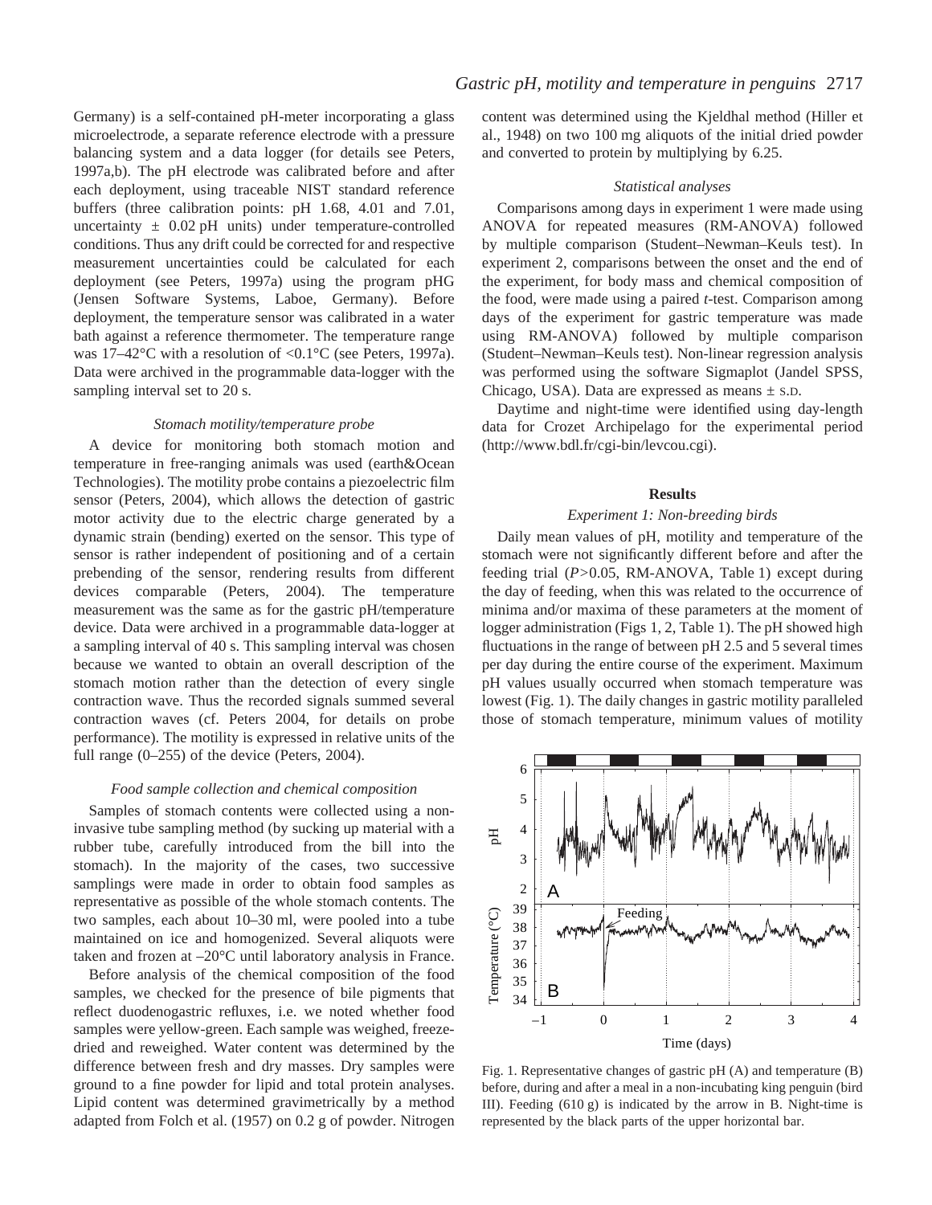Germany) is a self-contained pH-meter incorporating a glass microelectrode, a separate reference electrode with a pressure balancing system and a data logger (for details see Peters, 1997a,b). The pH electrode was calibrated before and after each deployment, using traceable NIST standard reference buffers (three calibration points: pH 1.68, 4.01 and 7.01, uncertainty ± 0.02 pH units) under temperature-controlled conditions. Thus any drift could be corrected for and respective measurement uncertainties could be calculated for each deployment (see Peters, 1997a) using the program pHG (Jensen Software Systems, Laboe, Germany). Before deployment, the temperature sensor was calibrated in a water bath against a reference thermometer. The temperature range was 17–42°C with a resolution of <0.1°C (see Peters, 1997a). Data were archived in the programmable data-logger with the sampling interval set to 20 s.

### *Stomach motility/temperature probe*

A device for monitoring both stomach motion and temperature in free-ranging animals was used (earth&Ocean Technologies). The motility probe contains a piezoelectric film sensor (Peters, 2004), which allows the detection of gastric motor activity due to the electric charge generated by a dynamic strain (bending) exerted on the sensor. This type of sensor is rather independent of positioning and of a certain prebending of the sensor, rendering results from different devices comparable (Peters, 2004). The temperature measurement was the same as for the gastric pH/temperature device. Data were archived in a programmable data-logger at a sampling interval of 40 s. This sampling interval was chosen because we wanted to obtain an overall description of the stomach motion rather than the detection of every single contraction wave. Thus the recorded signals summed several contraction waves (cf. Peters 2004, for details on probe performance). The motility is expressed in relative units of the full range (0–255) of the device (Peters, 2004).

### *Food sample collection and chemical composition*

Samples of stomach contents were collected using a non-invasive tube sampling method (by sucking up material with a rubber tube, carefully introduced from the bill into the stomach). In the majority of the cases, two successive samplings were made in order to obtain food samples as representative as possible of the whole stomach contents. The two samples, each about 10–30 ml, were pooled into a tube maintained on ice and homogenized. Several aliquots were taken and frozen at –20°C until laboratory analysis in France.

Before analysis of the chemical composition of the food samples, we checked for the presence of bile pigments that reflect duodenogastric refluxes, i.e. we noted whether food samples were yellow-green. Each sample was weighed, freeze-dried and reweighed. Water content was determined by the difference between fresh and dry masses. Dry samples were ground to a fine powder for lipid and total protein analyses. Lipid content was determined gravimetrically by a method adapted from Folch et al. (1957) on 0.2 g of powder. Nitrogen content was determined using the Kjeldhal method (Hiller et al., 1948) on two 100 mg aliquots of the initial dried powder and converted to protein by multiplying by 6.25.

### *Statistical analyses*

Comparisons among days in experiment 1 were made using ANOVA for repeated measures (RM-ANOVA) followed by multiple comparison (Student–Newman–Keuls test). In experiment 2, comparisons between the onset and the end of the experiment, for body mass and chemical composition of the food, were made using a paired *t*-test. Comparison among days of the experiment for gastric temperature was made using RM-ANOVA) followed by multiple comparison (Student–Newman–Keuls test). Non-linear regression analysis was performed using the software Sigmaplot (Jandel SPSS, Chicago, USA). Data are expressed as means ± S.D.

Daytime and night-time were identified using day-length data for Crozet Archipelago for the experimental period (http://www.bdl.fr/cgi-bin/levcou.cgi).

## Results

### *Experiment 1: Non-breeding birds*

Daily mean values of pH, motility and temperature of the stomach were not significantly different before and after the feeding trial ($P>0.05$, RM-ANOVA, Table 1) except during the day of feeding, when this was related to the occurrence of minima and/or maxima of these parameters at the moment of logger administration (Figs 1, 2, Table 1). The pH showed high fluctuations in the range of between pH 2.5 and 5 several times per day during the entire course of the experiment. Maximum pH values usually occurred when stomach temperature was lowest (Fig. 1). The daily changes in gastric motility paralleled those of stomach temperature, minimum values of motility

Fig. 1. Representative changes of gastric pH (A) and temperature (B) before, during and after a meal in a non-incubating king penguin (bird III). Feeding (610 g) is indicated by the arrow in B. Night-time is represented by the black parts of the upper horizontal bar.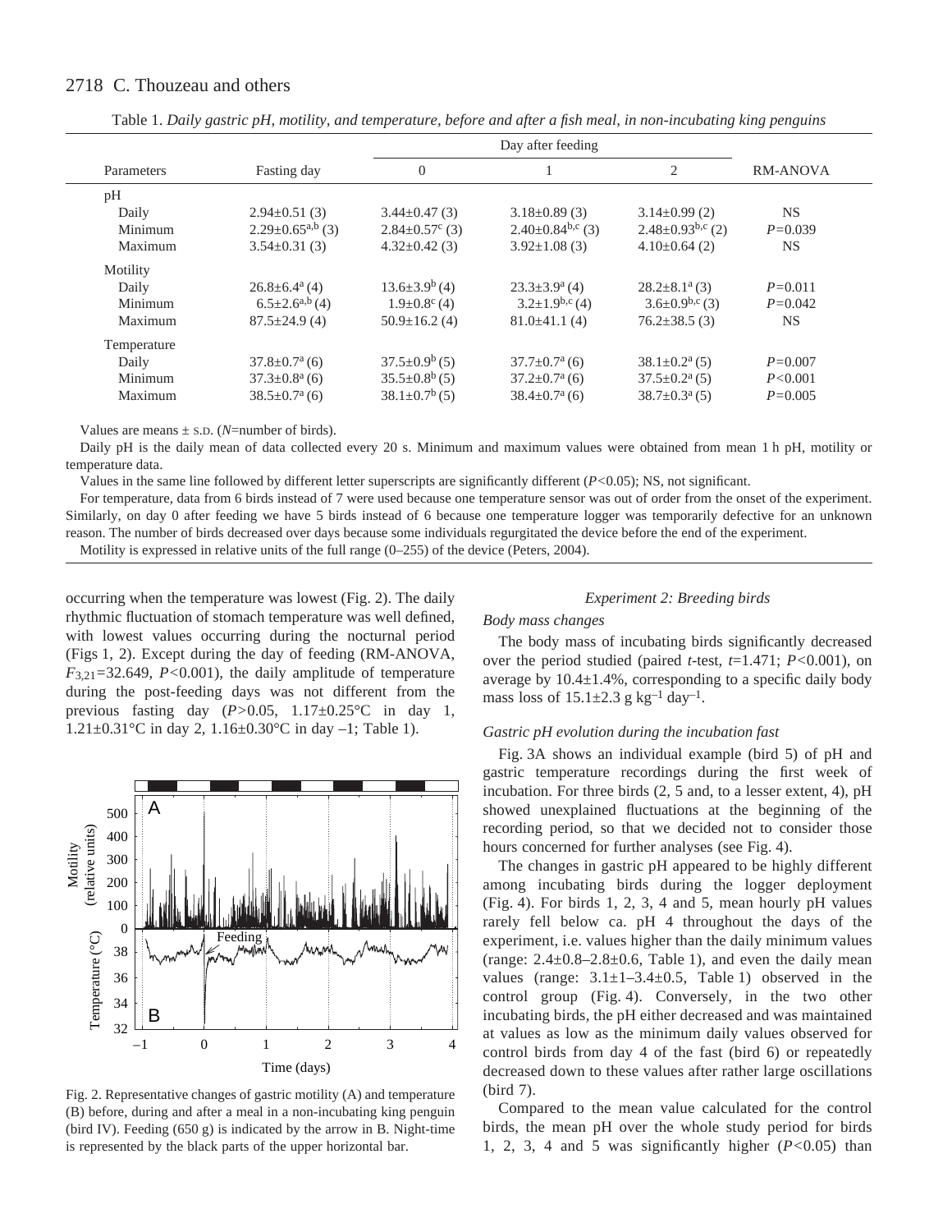Table 1. *Daily gastric pH, motility, and temperature, before and after a fish meal, in non-incubating king penguins*

| Parameters | Fasting day | Day after feeding 0 | Day after feeding 1 | Day after feeding 2 | RM-ANOVA |
|---|---|---|---|---|---|
| pH | | | | | |
| Daily | 2.94±0.51 (3) | 3.44±0.47 (3) | 3.18±0.89 (3) | 3.14±0.99 (2) | NS |
| Minimum | 2.29±0.65$^{a,b}$ (3) | 2.84±0.57$^{c}$ (3) | 2.40±0.84$^{b,c}$ (3) | 2.48±0.93$^{b,c}$ (2) | $P$=0.039 |
| Maximum | 3.54±0.31 (3) | 4.32±0.42 (3) | 3.92±1.08 (3) | 4.10±0.64 (2) | NS |
| Motility | | | | | |
| Daily | 26.8±6.4$^{a}$ (4) | 13.6±3.9$^{b}$ (4) | 23.3±3.9$^{a}$ (4) | 28.2±8.1$^{a}$ (3) | $P$=0.011 |
| Minimum | 6.5±2.6$^{a,b}$ (4) | 1.9±0.8$^{c}$ (4) | 3.2±1.9$^{b,c}$ (4) | 3.6±0.9$^{b,c}$ (3) | $P$=0.042 |
| Maximum | 87.5±24.9 (4) | 50.9±16.2 (4) | 81.0±41.1 (4) | 76.2±38.5 (3) | NS |
| Temperature | | | | | |
| Daily | 37.8±0.7$^{a}$ (6) | 37.5±0.9$^{b}$ (5) | 37.7±0.7$^{a}$ (6) | 38.1±0.2$^{a}$ (5) | $P$=0.007 |
| Minimum | 37.3±0.8$^{a}$ (6) | 35.5±0.8$^{b}$ (5) | 37.2±0.7$^{a}$ (6) | 37.5±0.2$^{a}$ (5) | $P$<0.001 |
| Maximum | 38.5±0.7$^{a}$ (6) | 38.1±0.7$^{b}$ (5) | 38.4±0.7$^{a}$ (6) | 38.7±0.3$^{a}$ (5) | $P$=0.005 |

Values are means ± S.D. ($N$=number of birds).

Daily pH is the daily mean of data collected every 20 s. Minimum and maximum values were obtained from mean 1 h pH, motility or temperature data.

Values in the same line followed by different letter superscripts are significantly different ($P$<0.05); NS, not significant.

For temperature, data from 6 birds instead of 7 were used because one temperature sensor was out of order from the onset of the experiment. Similarly, on day 0 after feeding we have 5 birds instead of 6 because one temperature logger was temporarily defective for an unknown reason. The number of birds decreased over days because some individuals regurgitated the device before the end of the experiment.

Motility is expressed in relative units of the full range (0–255) of the device (Peters, 2004).

occurring when the temperature was lowest (Fig. 2). The daily rhythmic fluctuation of stomach temperature was well defined, with lowest values occurring during the nocturnal period (Figs 1, 2). Except during the day of feeding (RM-ANOVA, $F_{3,21}$=32.649, $P$<0.001), the daily amplitude of temperature during the post-feeding days was not different from the previous fasting day ($P$>0.05, 1.17±0.25°C in day 1, 1.21±0.31°C in day 2, 1.16±0.30°C in day –1; Table 1).

Fig. 2. Representative changes of gastric motility (A) and temperature (B) before, during and after a meal in a non-incubating king penguin (bird IV). Feeding (650 g) is indicated by the arrow in B. Night-time is represented by the black parts of the upper horizontal bar.

### *Experiment 2: Breeding birds*

#### *Body mass changes*

The body mass of incubating birds significantly decreased over the period studied (paired $t$-test, $t$=1.471; $P$<0.001), on average by 10.4±1.4%, corresponding to a specific daily body mass loss of 15.1±2.3 g kg$^{-1}$ day$^{-1}$.

#### *Gastric pH evolution during the incubation fast*

Fig. 3A shows an individual example (bird 5) of pH and gastric temperature recordings during the first week of incubation. For three birds (2, 5 and, to a lesser extent, 4), pH showed unexplained fluctuations at the beginning of the recording period, so that we decided not to consider those hours concerned for further analyses (see Fig. 4).

The changes in gastric pH appeared to be highly different among incubating birds during the logger deployment (Fig. 4). For birds 1, 2, 3, 4 and 5, mean hourly pH values rarely fell below ca. pH 4 throughout the days of the experiment, i.e. values higher than the daily minimum values (range: 2.4±0.8–2.8±0.6, Table 1), and even the daily mean values (range: 3.1±1–3.4±0.5, Table 1) observed in the control group (Fig. 4). Conversely, in the two other incubating birds, the pH either decreased and was maintained at values as low as the minimum daily values observed for control birds from day 4 of the fast (bird 6) or repeatedly decreased down to these values after rather large oscillations (bird 7).

Compared to the mean value calculated for the control birds, the mean pH over the whole study period for birds 1, 2, 3, 4 and 5 was significantly higher ($P$<0.05) than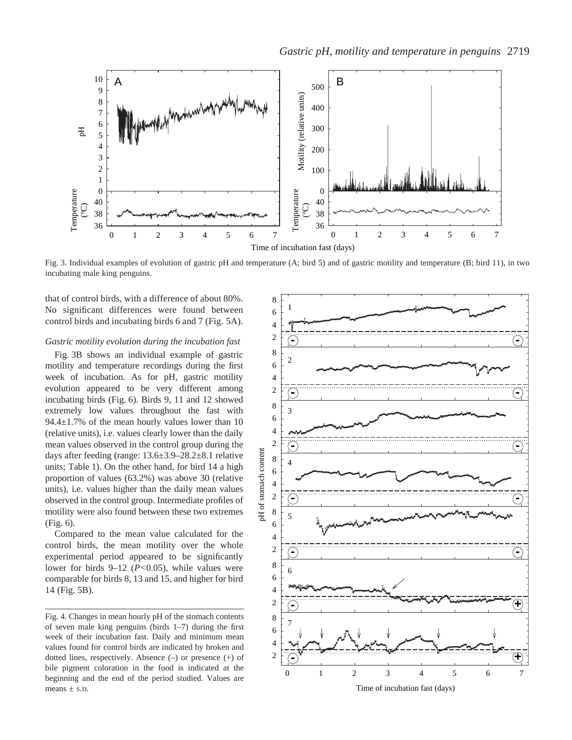Fig. 3. Individual examples of evolution of gastric pH and temperature (A; bird 5) and of gastric motility and temperature (B; bird 11), in two incubating male king penguins.

that of control birds, with a difference of about 80%. No significant differences were found between control birds and incubating birds 6 and 7 (Fig. 5A).

*Gastric motility evolution during the incubation fast*

Fig. 3B shows an individual example of gastric motility and temperature recordings during the first week of incubation. As for pH, gastric motility evolution appeared to be very different among incubating birds (Fig. 6). Birds 9, 11 and 12 showed extremely low values throughout the fast with 94.4±1.7% of the mean hourly values lower than 10 (relative units), i.e. values clearly lower than the daily mean values observed in the control group during the days after feeding (range: 13.6±3.9–28.2±8.1 relative units; Table 1). On the other hand, for bird 14 a high proportion of values (63.2%) was above 30 (relative units), i.e. values higher than the daily mean values observed in the control group. Intermediate profiles of motility were also found between these two extremes (Fig. 6).

Compared to the mean value calculated for the control birds, the mean motility over the whole experimental period appeared to be significantly lower for birds 9–12 ($P<0.05$), while values were comparable for birds 8, 13 and 15, and higher for bird 14 (Fig. 5B).

Fig. 4. Changes in mean hourly pH of the stomach contents of seven male king penguins (birds 1–7) during the first week of their incubation fast. Daily and minimum mean values found for control birds are indicated by broken and dotted lines, respectively. Absence (–) or presence (+) of bile pigment coloration in the food is indicated at the beginning and the end of the period studied. Values are means ± S.D.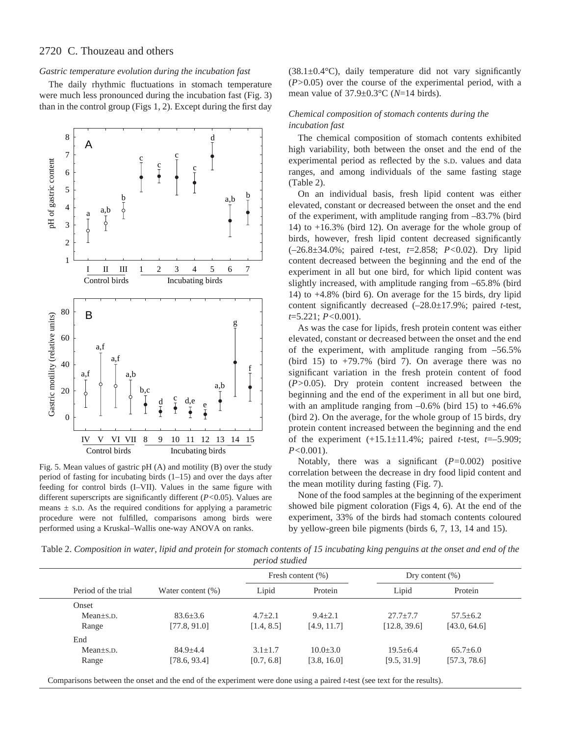### *Gastric temperature evolution during the incubation fast*

The daily rhythmic fluctuations in stomach temperature were much less pronounced during the incubation fast (Fig. 3) than in the control group (Figs 1, 2). Except during the first day (38.1±0.4°C), daily temperature did not vary significantly ($P>0.05$) over the course of the experimental period, with a mean value of 37.9±0.3°C ($N$=14 birds).

Fig. 5. Mean values of gastric pH (A) and motility (B) over the study period of fasting for incubating birds (1–15) and over the days after feeding for control birds (I–VII). Values in the same figure with different superscripts are significantly different ($P<0.05$). Values are means ± S.D. As the required conditions for applying a parametric procedure were not fulfilled, comparisons among birds were performed using a Kruskal–Wallis one-way ANOVA on ranks.

### *Chemical composition of stomach contents during the incubation fast*

The chemical composition of stomach contents exhibited high variability, both between the onset and the end of the experimental period as reflected by the S.D. values and data ranges, and among individuals of the same fasting stage (Table 2).

On an individual basis, fresh lipid content was either elevated, constant or decreased between the onset and the end of the experiment, with amplitude ranging from –83.7% (bird 14) to +16.3% (bird 12). On average for the whole group of birds, however, fresh lipid content decreased significantly (–26.8±34.0%; paired $t$-test, $t$=2.858; $P<0.02$). Dry lipid content decreased between the beginning and the end of the experiment in all but one bird, for which lipid content was slightly increased, with amplitude ranging from –65.8% (bird 14) to +4.8% (bird 6). On average for the 15 birds, dry lipid content significantly decreased (–28.0±17.9%; paired $t$-test, $t$=5.221; $P<0.001$).

As was the case for lipids, fresh protein content was either elevated, constant or decreased between the onset and the end of the experiment, with amplitude ranging from –56.5% (bird 15) to +79.7% (bird 7). On average there was no significant variation in the fresh protein content of food ($P>0.05$). Dry protein content increased between the beginning and the end of the experiment in all but one bird, with an amplitude ranging from –0.6% (bird 15) to +46.6% (bird 2). On the average, for the whole group of 15 birds, dry protein content increased between the beginning and the end of the experiment (+15.1±11.4%; paired $t$-test, $t$=–5.909; $P<0.001$).

Notably, there was a significant ($P$=0.002) positive correlation between the decrease in dry food lipid content and the mean motility during fasting (Fig. 7).

None of the food samples at the beginning of the experiment showed bile pigment coloration (Figs 4, 6). At the end of the experiment, 33% of the birds had stomach contents coloured by yellow-green bile pigments (birds 6, 7, 13, 14 and 15).

Table 2. *Composition in water, lipid and protein for stomach contents of 15 incubating king penguins at the onset and end of the period studied*

| Period of the trial | Water content (%) | Fresh content (%) | | Dry content (%) | |
|---|---|---|---|---|---|
| | | Lipid | Protein | Lipid | Protein |
| Onset | | | | | |
| Mean±S.D. | 83.6±3.6 | 4.7±2.1 | 9.4±2.1 | 27.7±7.7 | 57.5±6.2 |
| Range | [77.8, 91.0] | [1.4, 8.5] | [4.9, 11.7] | [12.8, 39.6] | [43.0, 64.6] |
| End | | | | | |
| Mean±S.D. | 84.9±4.4 | 3.1±1.7 | 10.0±3.0 | 19.5±6.4 | 65.7±6.0 |
| Range | [78.6, 93.4] | [0.7, 6.8] | [3.8, 16.0] | [9.5, 31.9] | [57.3, 78.6] |

Comparisons between the onset and the end of the experiment were done using a paired $t$-test (see text for the results).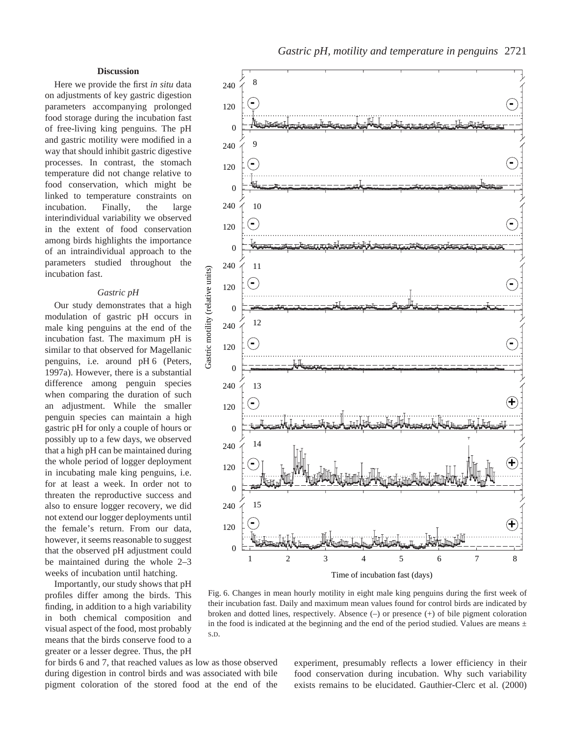## Discussion

Here we provide the first *in situ* data on adjustments of key gastric digestion parameters accompanying prolonged food storage during the incubation fast of free-living king penguins. The pH and gastric motility were modified in a way that should inhibit gastric digestive processes. In contrast, the stomach temperature did not change relative to food conservation, which might be linked to temperature constraints on incubation. Finally, the large interindividual variability we observed in the extent of food conservation among birds highlights the importance of an intraindividual approach to the parameters studied throughout the incubation fast.

### *Gastric pH*

Our study demonstrates that a high modulation of gastric pH occurs in male king penguins at the end of the incubation fast. The maximum pH is similar to that observed for Magellanic penguins, i.e. around pH 6 (Peters, 1997a). However, there is a substantial difference among penguin species when comparing the duration of such an adjustment. While the smaller penguin species can maintain a high gastric pH for only a couple of hours or possibly up to a few days, we observed that a high pH can be maintained during the whole period of logger deployment in incubating male king penguins, i.e. for at least a week. In order not to threaten the reproductive success and also to ensure logger recovery, we did not extend our logger deployments until the female's return. From our data, however, it seems reasonable to suggest that the observed pH adjustment could be maintained during the whole 2–3 weeks of incubation until hatching.

Importantly, our study shows that pH profiles differ among the birds. This finding, in addition to a high variability in both chemical composition and visual aspect of the food, most probably means that the birds conserve food to a greater or a lesser degree. Thus, the pH for birds 6 and 7, that reached values as low as those observed during digestion in control birds and was associated with bile pigment coloration of the stored food at the end of the experiment, presumably reflects a lower efficiency in their food conservation during incubation. Why such variability exists remains to be elucidated. Gauthier-Clerc et al. (2000)

Fig. 6. Changes in mean hourly motility in eight male king penguins during the first week of their incubation fast. Daily and maximum mean values found for control birds are indicated by broken and dotted lines, respectively. Absence (–) or presence (+) of bile pigment coloration in the food is indicated at the beginning and the end of the period studied. Values are means ± S.D.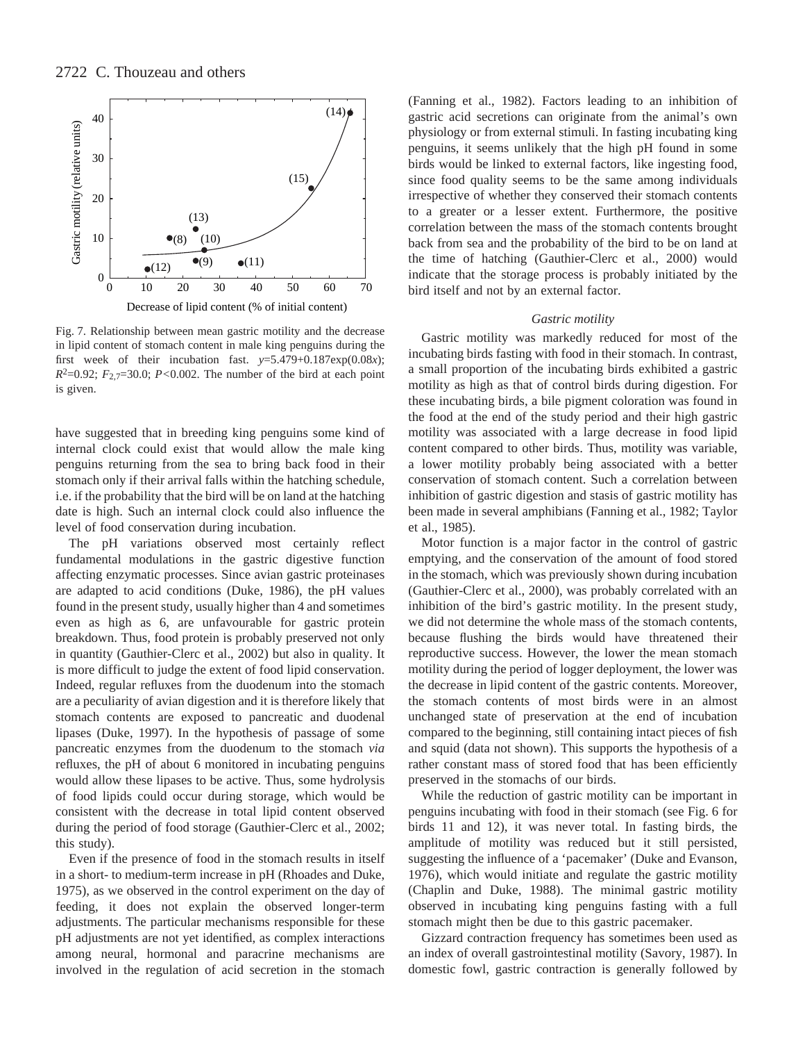Gastric motility (relative units)

40

30

20

10

0

0 10 20 30 40 50 60 70

Decrease of lipid content (% of initial content)

(14)

(15)

(13)

(8)

(10)

(9)

(11)

(12)

Fig. 7. Relationship between mean gastric motility and the decrease in lipid content of stomach content in male king penguins during the first week of their incubation fast. $y=5.479+0.187\exp(0.08x)$; $R^2=0.92$; $F_{2,7}=30.0$; $P<0.002$. The number of the bird at each point is given.

have suggested that in breeding king penguins some kind of internal clock could exist that would allow the male king penguins returning from the sea to bring back food in their stomach only if their arrival falls within the hatching schedule, i.e. if the probability that the bird will be on land at the hatching date is high. Such an internal clock could also influence the level of food conservation during incubation.

The pH variations observed most certainly reflect fundamental modulations in the gastric digestive function affecting enzymatic processes. Since avian gastric proteinases are adapted to acid conditions (Duke, 1986), the pH values found in the present study, usually higher than 4 and sometimes even as high as 6, are unfavourable for gastric protein breakdown. Thus, food protein is probably preserved not only in quantity (Gauthier-Clerc et al., 2002) but also in quality. It is more difficult to judge the extent of food lipid conservation. Indeed, regular refluxes from the duodenum into the stomach are a peculiarity of avian digestion and it is therefore likely that stomach contents are exposed to pancreatic and duodenal lipases (Duke, 1997). In the hypothesis of passage of some pancreatic enzymes from the duodenum to the stomach *via* refluxes, the pH of about 6 monitored in incubating penguins would allow these lipases to be active. Thus, some hydrolysis of food lipids could occur during storage, which would be consistent with the decrease in total lipid content observed during the period of food storage (Gauthier-Clerc et al., 2002; this study).

Even if the presence of food in the stomach results in itself in a short- to medium-term increase in pH (Rhoades and Duke, 1975), as we observed in the control experiment on the day of feeding, it does not explain the observed longer-term adjustments. The particular mechanisms responsible for these pH adjustments are not yet identified, as complex interactions among neural, hormonal and paracrine mechanisms are involved in the regulation of acid secretion in the stomach (Fanning et al., 1982). Factors leading to an inhibition of gastric acid secretions can originate from the animal's own physiology or from external stimuli. In fasting incubating king penguins, it seems unlikely that the high pH found in some birds would be linked to external factors, like ingesting food, since food quality seems to be the same among individuals irrespective of whether they conserved their stomach contents to a greater or a lesser extent. Furthermore, the positive correlation between the mass of the stomach contents brought back from sea and the probability of the bird to be on land at the time of hatching (Gauthier-Clerc et al., 2000) would indicate that the storage process is probably initiated by the bird itself and not by an external factor.

### *Gastric motility*

Gastric motility was markedly reduced for most of the incubating birds fasting with food in their stomach. In contrast, a small proportion of the incubating birds exhibited a gastric motility as high as that of control birds during digestion. For these incubating birds, a bile pigment coloration was found in the food at the end of the study period and their high gastric motility was associated with a large decrease in food lipid content compared to other birds. Thus, motility was variable, a lower motility probably being associated with a better conservation of stomach content. Such a correlation between inhibition of gastric digestion and stasis of gastric motility has been made in several amphibians (Fanning et al., 1982; Taylor et al., 1985).

Motor function is a major factor in the control of gastric emptying, and the conservation of the amount of food stored in the stomach, which was previously shown during incubation (Gauthier-Clerc et al., 2000), was probably correlated with an inhibition of the bird's gastric motility. In the present study, we did not determine the whole mass of the stomach contents, because flushing the birds would have threatened their reproductive success. However, the lower the mean stomach motility during the period of logger deployment, the lower was the decrease in lipid content of the gastric contents. Moreover, the stomach contents of most birds were in an almost unchanged state of preservation at the end of incubation compared to the beginning, still containing intact pieces of fish and squid (data not shown). This supports the hypothesis of a rather constant mass of stored food that has been efficiently preserved in the stomachs of our birds.

While the reduction of gastric motility can be important in penguins incubating with food in their stomach (see Fig. 6 for birds 11 and 12), it was never total. In fasting birds, the amplitude of motility was reduced but it still persisted, suggesting the influence of a 'pacemaker' (Duke and Evanson, 1976), which would initiate and regulate the gastric motility (Chaplin and Duke, 1988). The minimal gastric motility observed in incubating king penguins fasting with a full stomach might then be due to this gastric pacemaker.

Gizzard contraction frequency has sometimes been used as an index of overall gastrointestinal motility (Savory, 1987). In domestic fowl, gastric contraction is generally followed by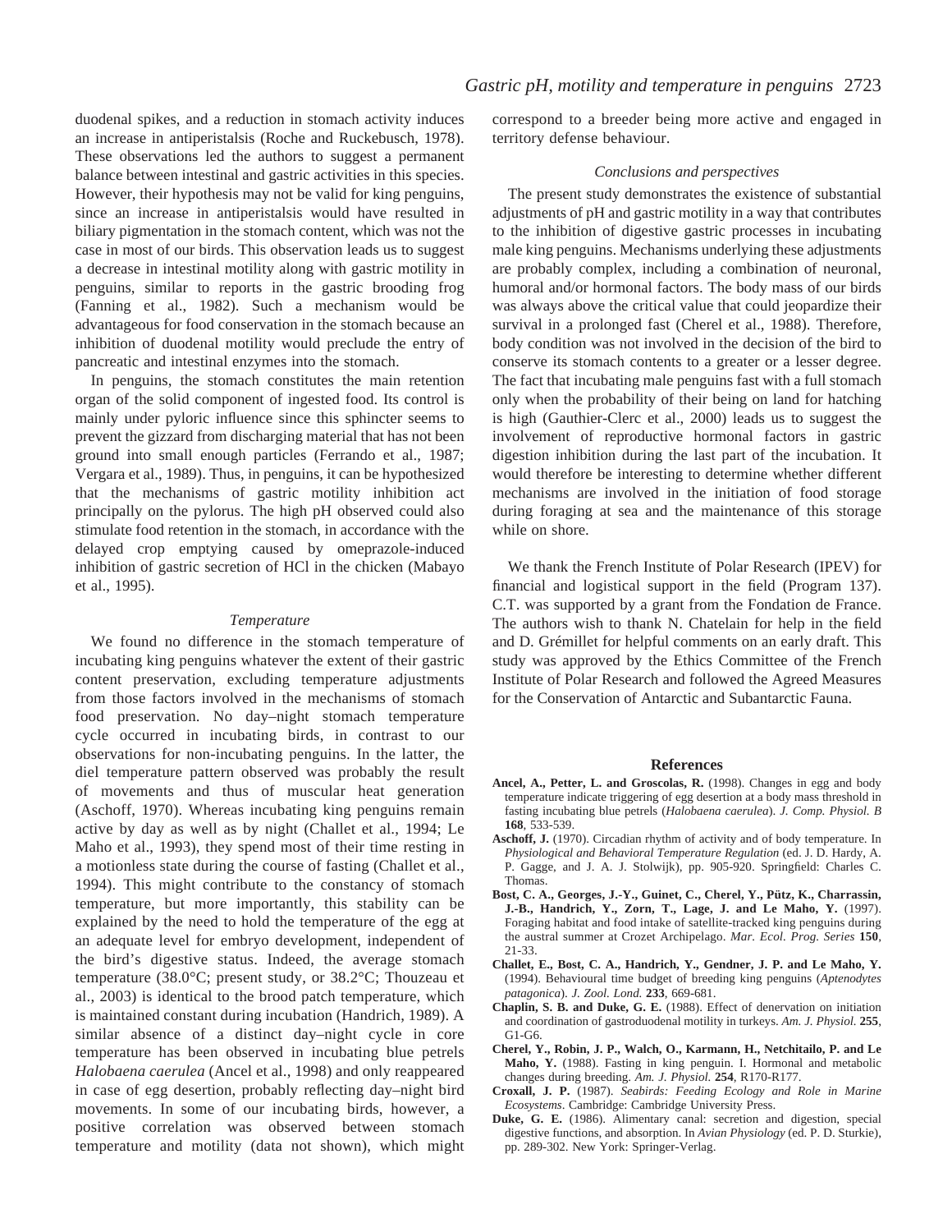duodenal spikes, and a reduction in stomach activity induces an increase in antiperistalsis (Roche and Ruckebusch, 1978). These observations led the authors to suggest a permanent balance between intestinal and gastric activities in this species. However, their hypothesis may not be valid for king penguins, since an increase in antiperistalsis would have resulted in biliary pigmentation in the stomach content, which was not the case in most of our birds. This observation leads us to suggest a decrease in intestinal motility along with gastric motility in penguins, similar to reports in the gastric brooding frog (Fanning et al., 1982). Such a mechanism would be advantageous for food conservation in the stomach because an inhibition of duodenal motility would preclude the entry of pancreatic and intestinal enzymes into the stomach.

In penguins, the stomach constitutes the main retention organ of the solid component of ingested food. Its control is mainly under pyloric influence since this sphincter seems to prevent the gizzard from discharging material that has not been ground into small enough particles (Ferrando et al., 1987; Vergara et al., 1989). Thus, in penguins, it can be hypothesized that the mechanisms of gastric motility inhibition act principally on the pylorus. The high pH observed could also stimulate food retention in the stomach, in accordance with the delayed crop emptying caused by omeprazole-induced inhibition of gastric secretion of HCl in the chicken (Mabayo et al., 1995).

### *Temperature*

We found no difference in the stomach temperature of incubating king penguins whatever the extent of their gastric content preservation, excluding temperature adjustments from those factors involved in the mechanisms of stomach food preservation. No day–night stomach temperature cycle occurred in incubating birds, in contrast to our observations for non-incubating penguins. In the latter, the diel temperature pattern observed was probably the result of movements and thus of muscular heat generation (Aschoff, 1970). Whereas incubating king penguins remain active by day as well as by night (Challet et al., 1994; Le Maho et al., 1993), they spend most of their time resting in a motionless state during the course of fasting (Challet et al., 1994). This might contribute to the constancy of stomach temperature, but more importantly, this stability can be explained by the need to hold the temperature of the egg at an adequate level for embryo development, independent of the bird's digestive status. Indeed, the average stomach temperature (38.0°C; present study, or 38.2°C; Thouzeau et al., 2003) is identical to the brood patch temperature, which is maintained constant during incubation (Handrich, 1989). A similar absence of a distinct day–night cycle in core temperature has been observed in incubating blue petrels *Halobaena caerulea* (Ancel et al., 1998) and only reappeared in case of egg desertion, probably reflecting day–night bird movements. In some of our incubating birds, however, a positive correlation was observed between stomach temperature and motility (data not shown), which might correspond to a breeder being more active and engaged in territory defense behaviour.

### *Conclusions and perspectives*

The present study demonstrates the existence of substantial adjustments of pH and gastric motility in a way that contributes to the inhibition of digestive gastric processes in incubating male king penguins. Mechanisms underlying these adjustments are probably complex, including a combination of neuronal, humoral and/or hormonal factors. The body mass of our birds was always above the critical value that could jeopardize their survival in a prolonged fast (Cherel et al., 1988). Therefore, body condition was not involved in the decision of the bird to conserve its stomach contents to a greater or a lesser degree. The fact that incubating male penguins fast with a full stomach only when the probability of their being on land for hatching is high (Gauthier-Clerc et al., 2000) leads us to suggest the involvement of reproductive hormonal factors in gastric digestion inhibition during the last part of the incubation. It would therefore be interesting to determine whether different mechanisms are involved in the initiation of food storage during foraging at sea and the maintenance of this storage while on shore.

We thank the French Institute of Polar Research (IPEV) for financial and logistical support in the field (Program 137). C.T. was supported by a grant from the Fondation de France. The authors wish to thank N. Chatelain for help in the field and D. Grémillet for helpful comments on an early draft. This study was approved by the Ethics Committee of the French Institute of Polar Research and followed the Agreed Measures for the Conservation of Antarctic and Subantarctic Fauna.

## References

**Ancel, A., Petter, L. and Groscolas, R.** (1998). Changes in egg and body temperature indicate triggering of egg desertion at a body mass threshold in fasting incubating blue petrels (*Halobaena caerulea*). *J. Comp. Physiol. B* **168**, 533-539.

**Aschoff, J.** (1970). Circadian rhythm of activity and of body temperature. In *Physiological and Behavioral Temperature Regulation* (ed. J. D. Hardy, A. P. Gagge, and J. A. J. Stolwijk), pp. 905-920. Springfield: Charles C. Thomas.

**Bost, C. A., Georges, J.-Y., Guinet, C., Cherel, Y., Pütz, K., Charrassin, J.-B., Handrich, Y., Zorn, T., Lage, J. and Le Maho, Y.** (1997). Foraging habitat and food intake of satellite-tracked king penguins during the austral summer at Crozet Archipelago. *Mar. Ecol. Prog. Series* **150**, 21-33.

**Challet, E., Bost, C. A., Handrich, Y., Gendner, J. P. and Le Maho, Y.** (1994). Behavioural time budget of breeding king penguins (*Aptenodytes patagonica*). *J. Zool. Lond.* **233**, 669-681.

**Chaplin, S. B. and Duke, G. E.** (1988). Effect of denervation on initiation and coordination of gastroduodenal motility in turkeys. *Am. J. Physiol.* **255**, G1-G6.

**Cherel, Y., Robin, J. P., Walch, O., Karmann, H., Netchitailo, P. and Le Maho, Y.** (1988). Fasting in king penguin. I. Hormonal and metabolic changes during breeding. *Am. J. Physiol.* **254**, R170-R177.

**Croxall, J. P.** (1987). *Seabirds: Feeding Ecology and Role in Marine Ecosystems*. Cambridge: Cambridge University Press.

**Duke, G. E.** (1986). Alimentary canal: secretion and digestion, special digestive functions, and absorption. In *Avian Physiology* (ed. P. D. Sturkie), pp. 289-302. New York: Springer-Verlag.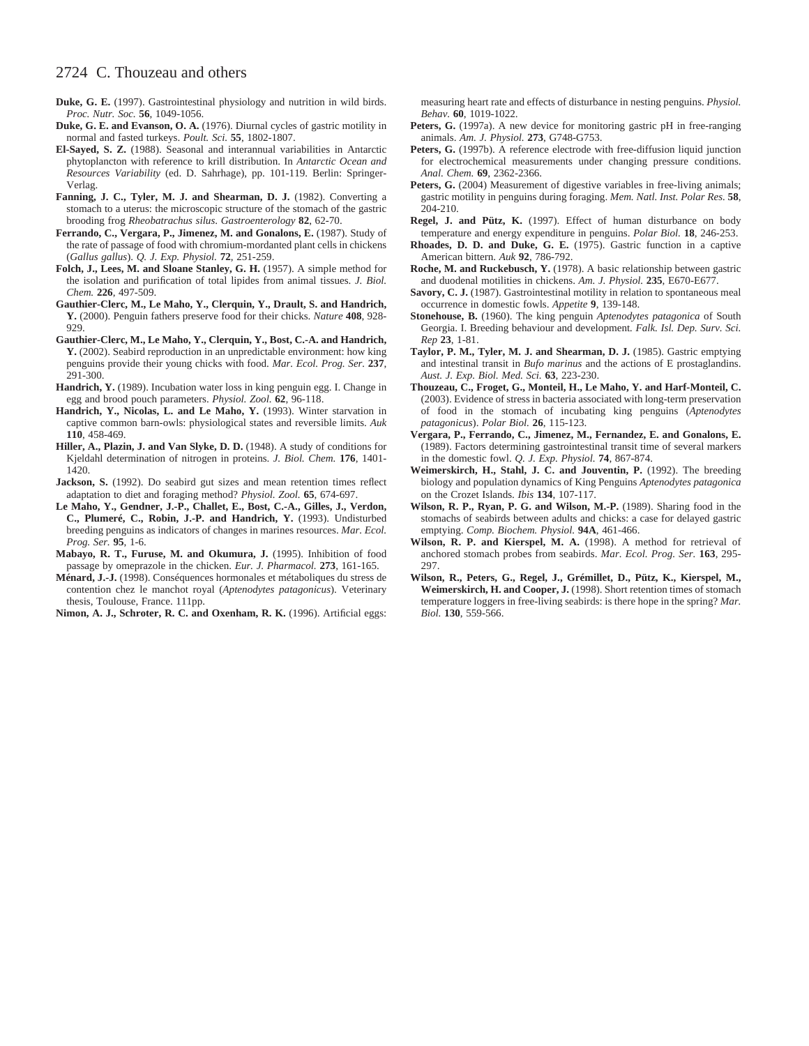**Duke, G. E.** (1997). Gastrointestinal physiology and nutrition in wild birds. *Proc. Nutr. Soc.* **56**, 1049-1056.

**Duke, G. E. and Evanson, O. A.** (1976). Diurnal cycles of gastric motility in normal and fasted turkeys. *Poult. Sci.* **55**, 1802-1807.

**El-Sayed, S. Z.** (1988). Seasonal and interannual variabilities in Antarctic phytoplancton with reference to krill distribution. In *Antarctic Ocean and Resources Variability* (ed. D. Sahrhage), pp. 101-119. Berlin: Springer-Verlag.

**Fanning, J. C., Tyler, M. J. and Shearman, D. J.** (1982). Converting a stomach to a uterus: the microscopic structure of the stomach of the gastric brooding frog *Rheobatrachus silus*. *Gastroenterology* **82**, 62-70.

**Ferrando, C., Vergara, P., Jimenez, M. and Gonalons, E.** (1987). Study of the rate of passage of food with chromium-mordanted plant cells in chickens (*Gallus gallus*). *Q. J. Exp. Physiol.* **72**, 251-259.

**Folch, J., Lees, M. and Sloane Stanley, G. H.** (1957). A simple method for the isolation and purification of total lipides from animal tissues. *J. Biol. Chem.* **226**, 497-509.

**Gauthier-Clerc, M., Le Maho, Y., Clerquin, Y., Drault, S. and Handrich, Y.** (2000). Penguin fathers preserve food for their chicks. *Nature* **408**, 928-929.

**Gauthier-Clerc, M., Le Maho, Y., Clerquin, Y., Bost, C.-A. and Handrich, Y.** (2002). Seabird reproduction in an unpredictable environment: how king penguins provide their young chicks with food. *Mar. Ecol. Prog. Ser.* **237**, 291-300.

**Handrich, Y.** (1989). Incubation water loss in king penguin egg. I. Change in egg and brood pouch parameters. *Physiol. Zool.* **62**, 96-118.

**Handrich, Y., Nicolas, L. and Le Maho, Y.** (1993). Winter starvation in captive common barn-owls: physiological states and reversible limits. *Auk* **110**, 458-469.

**Hiller, A., Plazin, J. and Van Slyke, D. D.** (1948). A study of conditions for Kjeldahl determination of nitrogen in proteins. *J. Biol. Chem.* **176**, 1401-1420.

**Jackson, S.** (1992). Do seabird gut sizes and mean retention times reflect adaptation to diet and foraging method? *Physiol. Zool.* **65**, 674-697.

**Le Maho, Y., Gendner, J.-P., Challet, E., Bost, C.-A., Gilles, J., Verdon, C., Plumeré, C., Robin, J.-P. and Handrich, Y.** (1993). Undisturbed breeding penguins as indicators of changes in marines resources. *Mar. Ecol. Prog. Ser.* **95**, 1-6.

**Mabayo, R. T., Furuse, M. and Okumura, J.** (1995). Inhibition of food passage by omeprazole in the chicken. *Eur. J. Pharmacol.* **273**, 161-165.

**Ménard, J.-J.** (1998). Conséquences hormonales et métaboliques du stress de contention chez le manchot royal (*Aptenodytes patagonicus*). Veterinary thesis, Toulouse, France. 111pp.

**Nimon, A. J., Schroter, R. C. and Oxenham, R. K.** (1996). Artificial eggs: measuring heart rate and effects of disturbance in nesting penguins. *Physiol. Behav.* **60**, 1019-1022.

**Peters, G.** (1997a). A new device for monitoring gastric pH in free-ranging animals. *Am. J. Physiol.* **273**, G748-G753.

**Peters, G.** (1997b). A reference electrode with free-diffusion liquid junction for electrochemical measurements under changing pressure conditions. *Anal. Chem.* **69**, 2362-2366.

**Peters, G.** (2004) Measurement of digestive variables in free-living animals; gastric motility in penguins during foraging. *Mem. Natl. Inst. Polar Res.* **58**, 204-210.

**Regel, J. and Pütz, K.** (1997). Effect of human disturbance on body temperature and energy expenditure in penguins. *Polar Biol.* **18**, 246-253.

**Rhoades, D. D. and Duke, G. E.** (1975). Gastric function in a captive American bittern. *Auk* **92**, 786-792.

**Roche, M. and Ruckebusch, Y.** (1978). A basic relationship between gastric and duodenal motilities in chickens. *Am. J. Physiol.* **235**, E670-E677.

**Savory, C. J.** (1987). Gastrointestinal motility in relation to spontaneous meal occurrence in domestic fowls. *Appetite* **9**, 139-148.

**Stonehouse, B.** (1960). The king penguin *Aptenodytes patagonica* of South Georgia. I. Breeding behaviour and development. *Falk. Isl. Dep. Surv. Sci. Rep* **23**, 1-81.

**Taylor, P. M., Tyler, M. J. and Shearman, D. J.** (1985). Gastric emptying and intestinal transit in *Bufo marinus* and the actions of E prostaglandins. *Aust. J. Exp. Biol. Med. Sci.* **63**, 223-230.

**Thouzeau, C., Froget, G., Monteil, H., Le Maho, Y. and Harf-Monteil, C.** (2003). Evidence of stress in bacteria associated with long-term preservation of food in the stomach of incubating king penguins (*Aptenodytes patagonicus*). *Polar Biol.* **26**, 115-123.

**Vergara, P., Ferrando, C., Jimenez, M., Fernandez, E. and Gonalons, E.** (1989). Factors determining gastrointestinal transit time of several markers in the domestic fowl. *Q. J. Exp. Physiol.* **74**, 867-874.

**Weimerskirch, H., Stahl, J. C. and Jouventin, P.** (1992). The breeding biology and population dynamics of King Penguins *Aptenodytes patagonica* on the Crozet Islands. *Ibis* **134**, 107-117.

**Wilson, R. P., Ryan, P. G. and Wilson, M.-P.** (1989). Sharing food in the stomachs of seabirds between adults and chicks: a case for delayed gastric emptying. *Comp. Biochem. Physiol.* **94A**, 461-466.

**Wilson, R. P. and Kierspel, M. A.** (1998). A method for retrieval of anchored stomach probes from seabirds. *Mar. Ecol. Prog. Ser.* **163**, 295-297.

**Wilson, R., Peters, G., Regel, J., Grémillet, D., Pütz, K., Kierspel, M., Weimerskirch, H. and Cooper, J.** (1998). Short retention times of stomach temperature loggers in free-living seabirds: is there hope in the spring? *Mar. Biol.* **130**, 559-566.